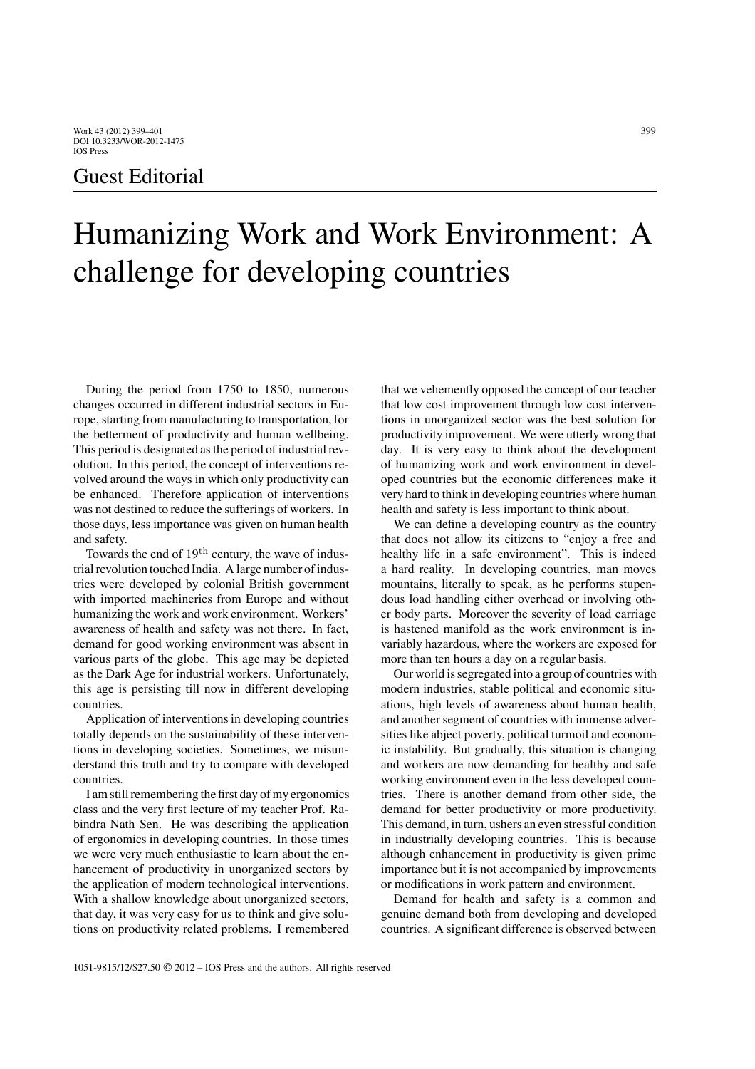## Guest Editorial

# Humanizing Work and Work Environment: A challenge for developing countries

During the period from 1750 to 1850, numerous changes occurred in different industrial sectors in Europe, starting from manufacturing to transportation, for the betterment of productivity and human wellbeing. This period is designated as the period of industrial revolution. In this period, the concept of interventions revolved around the ways in which only productivity can be enhanced. Therefore application of interventions was not destined to reduce the sufferings of workers. In those days, less importance was given on human health and safety.

Towards the end of 19$^{th}$ century, the wave of industrial revolution touched India. A large number of industries were developed by colonial British government with imported machineries from Europe and without humanizing the work and work environment. Workers' awareness of health and safety was not there. In fact, demand for good working environment was absent in various parts of the globe. This age may be depicted as the Dark Age for industrial workers. Unfortunately, this age is persisting till now in different developing countries.

Application of interventions in developing countries totally depends on the sustainability of these interventions in developing societies. Sometimes, we misunderstand this truth and try to compare with developed countries.

I am still remembering the first day of my ergonomics class and the very first lecture of my teacher Prof. Rabindra Nath Sen. He was describing the application of ergonomics in developing countries. In those times we were very much enthusiastic to learn about the enhancement of productivity in unorganized sectors by the application of modern technological interventions. With a shallow knowledge about unorganized sectors, that day, it was very easy for us to think and give solutions on productivity related problems. I remembered that we vehemently opposed the concept of our teacher that low cost improvement through low cost interventions in unorganized sector was the best solution for productivity improvement. We were utterly wrong that day. It is very easy to think about the development of humanizing work and work environment in developed countries but the economic differences make it very hard to think in developing countries where human health and safety is less important to think about.

We can define a developing country as the country that does not allow its citizens to "enjoy a free and healthy life in a safe environment". This is indeed a hard reality. In developing countries, man moves mountains, literally to speak, as he performs stupendous load handling either overhead or involving other body parts. Moreover the severity of load carriage is hastened manifold as the work environment is invariably hazardous, where the workers are exposed for more than ten hours a day on a regular basis.

Our world is segregated into a group of countries with modern industries, stable political and economic situations, high levels of awareness about human health, and another segment of countries with immense adversities like abject poverty, political turmoil and economic instability. But gradually, this situation is changing and workers are now demanding for healthy and safe working environment even in the less developed countries. There is another demand from other side, the demand for better productivity or more productivity. This demand, in turn, ushers an even stressful condition in industrially developing countries. This is because although enhancement in productivity is given prime importance but it is not accompanied by improvements or modifications in work pattern and environment.

Demand for health and safety is a common and genuine demand both from developing and developed countries. A significant difference is observed between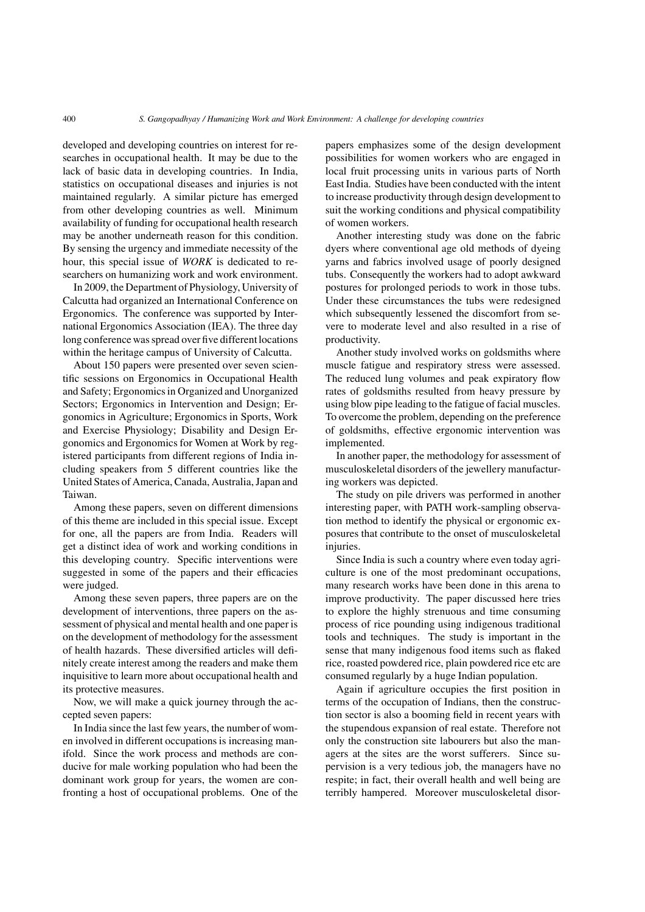developed and developing countries on interest for researches in occupational health. It may be due to the lack of basic data in developing countries. In India, statistics on occupational diseases and injuries is not maintained regularly. A similar picture has emerged from other developing countries as well. Minimum availability of funding for occupational health research may be another underneath reason for this condition. By sensing the urgency and immediate necessity of the hour, this special issue of *WORK* is dedicated to researchers on humanizing work and work environment.

In 2009, the Department of Physiology, University of Calcutta had organized an International Conference on Ergonomics. The conference was supported by International Ergonomics Association (IEA). The three day long conference was spread over five different locations within the heritage campus of University of Calcutta.

About 150 papers were presented over seven scientific sessions on Ergonomics in Occupational Health and Safety; Ergonomics in Organized and Unorganized Sectors; Ergonomics in Intervention and Design; Ergonomics in Agriculture; Ergonomics in Sports, Work and Exercise Physiology; Disability and Design Ergonomics and Ergonomics for Women at Work by registered participants from different regions of India including speakers from 5 different countries like the United States of America, Canada, Australia, Japan and Taiwan.

Among these papers, seven on different dimensions of this theme are included in this special issue. Except for one, all the papers are from India. Readers will get a distinct idea of work and working conditions in this developing country. Specific interventions were suggested in some of the papers and their efficacies were judged.

Among these seven papers, three papers are on the development of interventions, three papers on the assessment of physical and mental health and one paper is on the development of methodology for the assessment of health hazards. These diversified articles will definitely create interest among the readers and make them inquisitive to learn more about occupational health and its protective measures.

Now, we will make a quick journey through the accepted seven papers:

In India since the last few years, the number of women involved in different occupations is increasing manifold. Since the work process and methods are conducive for male working population who had been the dominant work group for years, the women are confronting a host of occupational problems. One of the papers emphasizes some of the design development possibilities for women workers who are engaged in local fruit processing units in various parts of North East India. Studies have been conducted with the intent to increase productivity through design development to suit the working conditions and physical compatibility of women workers.

Another interesting study was done on the fabric dyers where conventional age old methods of dyeing yarns and fabrics involved usage of poorly designed tubs. Consequently the workers had to adopt awkward postures for prolonged periods to work in those tubs. Under these circumstances the tubs were redesigned which subsequently lessened the discomfort from severe to moderate level and also resulted in a rise of productivity.

Another study involved works on goldsmiths where muscle fatigue and respiratory stress were assessed. The reduced lung volumes and peak expiratory flow rates of goldsmiths resulted from heavy pressure by using blow pipe leading to the fatigue of facial muscles. To overcome the problem, depending on the preference of goldsmiths, effective ergonomic intervention was implemented.

In another paper, the methodology for assessment of musculoskeletal disorders of the jewellery manufacturing workers was depicted.

The study on pile drivers was performed in another interesting paper, with PATH work-sampling observation method to identify the physical or ergonomic exposures that contribute to the onset of musculoskeletal injuries.

Since India is such a country where even today agriculture is one of the most predominant occupations, many research works have been done in this arena to improve productivity. The paper discussed here tries to explore the highly strenuous and time consuming process of rice pounding using indigenous traditional tools and techniques. The study is important in the sense that many indigenous food items such as flaked rice, roasted powdered rice, plain powdered rice etc are consumed regularly by a huge Indian population.

Again if agriculture occupies the first position in terms of the occupation of Indians, then the construction sector is also a booming field in recent years with the stupendous expansion of real estate. Therefore not only the construction site labourers but also the managers at the sites are the worst sufferers. Since supervision is a very tedious job, the managers have no respite; in fact, their overall health and well being are terribly hampered. Moreover musculoskeletal disor-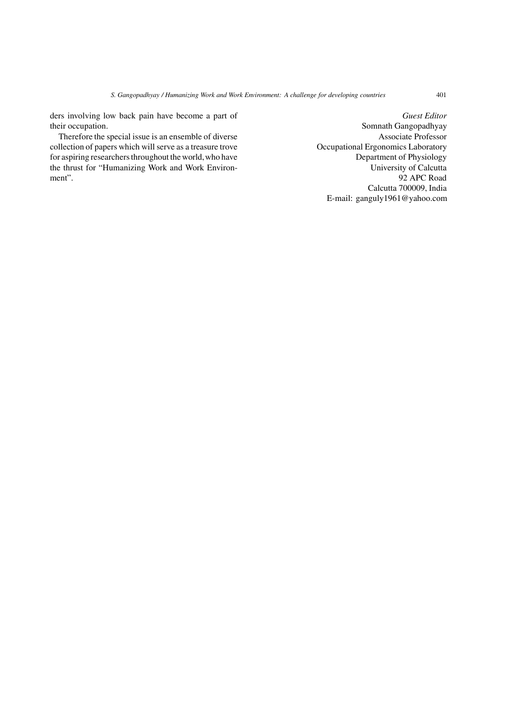ders involving low back pain have become a part of their occupation.

Therefore the special issue is an ensemble of diverse collection of papers which will serve as a treasure trove for aspiring researchers throughout the world, who have the thrust for "Humanizing Work and Work Environment".

*Guest Editor*
Somnath Gangopadhyay
Associate Professor
Occupational Ergonomics Laboratory
Department of Physiology
University of Calcutta
92 APC Road
Calcutta 700009, India
E-mail: ganguly1961@yahoo.com